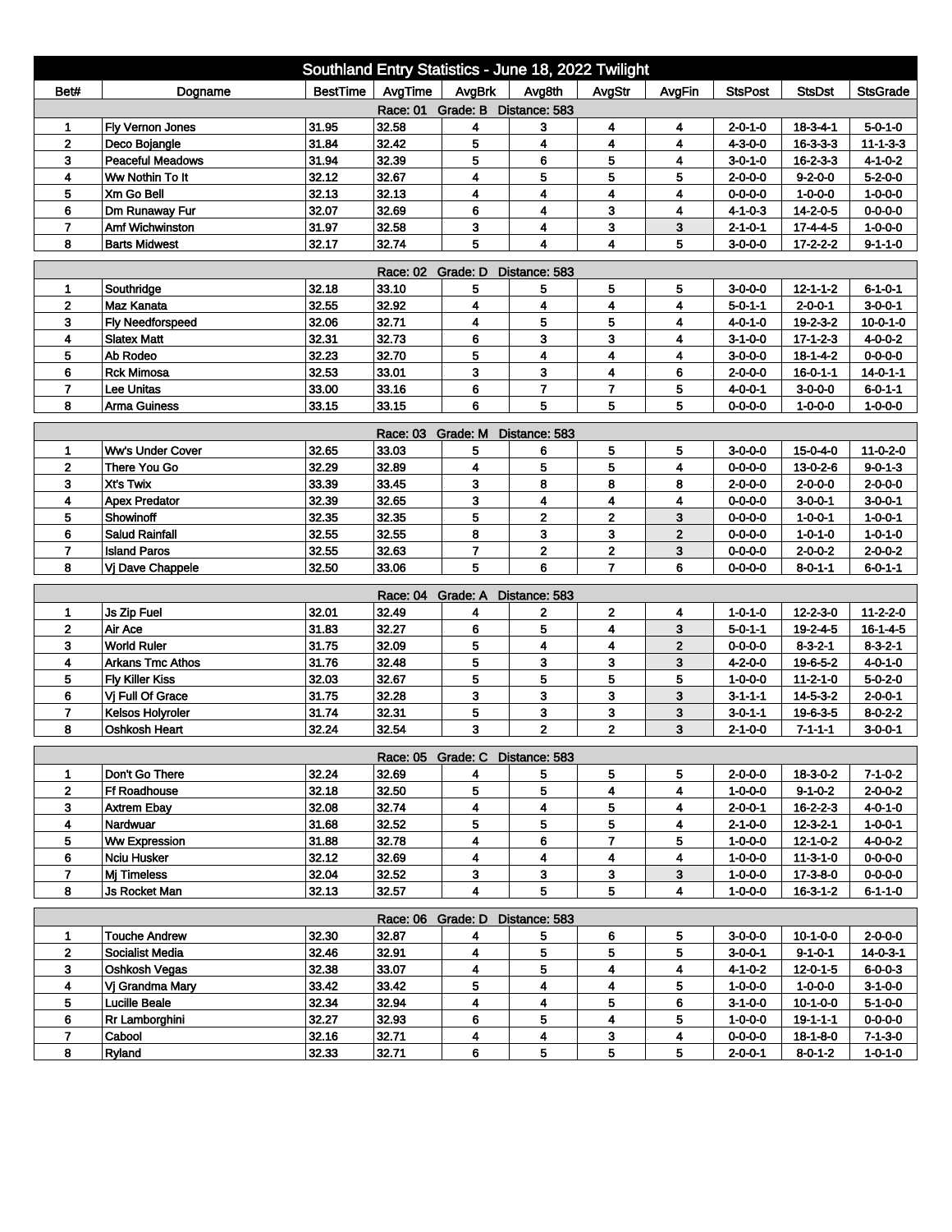# Southland Entry Statistics - June 18, 2022 Twilight

| Bet# | Dogname | BestTime | AvgTime | AvgBrk | Avg8th | AvgStr | AvgFin | StsPost | StsDst | StsGrade |
|---|---|---|---|---|---|---|---|---|---|---|
| Race: 01 Grade: B Distance: 583 | | | | | | | | | | |
| 1 | Fly Vernon Jones | 31.95 | 32.58 | 4 | 3 | 4 | 4 | 2-0-1-0 | 18-3-4-1 | 5-0-1-0 |
| 2 | Deco Bojangle | 31.84 | 32.42 | 5 | 4 | 4 | 4 | 4-3-0-0 | 16-3-3-3 | 11-1-3-3 |
| 3 | Peaceful Meadows | 31.94 | 32.39 | 5 | 6 | 5 | 4 | 3-0-1-0 | 16-2-3-3 | 4-1-0-2 |
| 4 | Ww Nothin To It | 32.12 | 32.67 | 4 | 5 | 5 | 5 | 2-0-0-0 | 9-2-0-0 | 5-2-0-0 |
| 5 | Xm Go Bell | 32.13 | 32.13 | 4 | 4 | 4 | 4 | 0-0-0-0 | 1-0-0-0 | 1-0-0-0 |
| 6 | Dm Runaway Fur | 32.07 | 32.69 | 6 | 4 | 3 | 4 | 4-1-0-3 | 14-2-0-5 | 0-0-0-0 |
| 7 | Amf Wichwinston | 31.97 | 32.58 | 3 | 4 | 3 | 3 | 2-1-0-1 | 17-4-4-5 | 1-0-0-0 |
| 8 | Barts Midwest | 32.17 | 32.74 | 5 | 4 | 4 | 5 | 3-0-0-0 | 17-2-2-2 | 9-1-1-0 |
| Race: 02 Grade: D Distance: 583 | | | | | | | | | | |
| 1 | Southridge | 32.18 | 33.10 | 5 | 5 | 5 | 5 | 3-0-0-0 | 12-1-1-2 | 6-1-0-1 |
| 2 | Maz Kanata | 32.55 | 32.92 | 4 | 4 | 4 | 4 | 5-0-1-1 | 2-0-0-1 | 3-0-0-1 |
| 3 | Fly Needforspeed | 32.06 | 32.71 | 4 | 5 | 5 | 4 | 4-0-1-0 | 19-2-3-2 | 10-0-1-0 |
| 4 | Slatex Matt | 32.31 | 32.73 | 6 | 3 | 3 | 4 | 3-1-0-0 | 17-1-2-3 | 4-0-0-2 |
| 5 | Ab Rodeo | 32.23 | 32.70 | 5 | 4 | 4 | 4 | 3-0-0-0 | 18-1-4-2 | 0-0-0-0 |
| 6 | Rck Mimosa | 32.53 | 33.01 | 3 | 3 | 4 | 6 | 2-0-0-0 | 16-0-1-1 | 14-0-1-1 |
| 7 | Lee Unitas | 33.00 | 33.16 | 6 | 7 | 7 | 5 | 4-0-0-1 | 3-0-0-0 | 6-0-1-1 |
| 8 | Arma Guiness | 33.15 | 33.15 | 6 | 5 | 5 | 5 | 0-0-0-0 | 1-0-0-0 | 1-0-0-0 |
| Race: 03 Grade: M Distance: 583 | | | | | | | | | | |
| 1 | Ww's Under Cover | 32.65 | 33.03 | 5 | 6 | 5 | 5 | 3-0-0-0 | 15-0-4-0 | 11-0-2-0 |
| 2 | There You Go | 32.29 | 32.89 | 4 | 5 | 5 | 4 | 0-0-0-0 | 13-0-2-6 | 9-0-1-3 |
| 3 | Xt's Twix | 33.39 | 33.45 | 3 | 8 | 8 | 8 | 2-0-0-0 | 2-0-0-0 | 2-0-0-0 |
| 4 | Apex Predator | 32.39 | 32.65 | 3 | 4 | 4 | 4 | 0-0-0-0 | 3-0-0-1 | 3-0-0-1 |
| 5 | Showinoff | 32.35 | 32.35 | 5 | 2 | 2 | 3 | 0-0-0-0 | 1-0-0-1 | 1-0-0-1 |
| 6 | Salud Rainfall | 32.55 | 32.55 | 8 | 3 | 3 | 2 | 0-0-0-0 | 1-0-1-0 | 1-0-1-0 |
| 7 | Island Paros | 32.55 | 32.63 | 7 | 2 | 2 | 3 | 0-0-0-0 | 2-0-0-2 | 2-0-0-2 |
| 8 | Vj Dave Chappele | 32.50 | 33.06 | 5 | 6 | 7 | 6 | 0-0-0-0 | 8-0-1-1 | 6-0-1-1 |
| Race: 04 Grade: A Distance: 583 | | | | | | | | | | |
| 1 | Js Zip Fuel | 32.01 | 32.49 | 4 | 2 | 2 | 4 | 1-0-1-0 | 12-2-3-0 | 11-2-2-0 |
| 2 | Air Ace | 31.83 | 32.27 | 6 | 5 | 4 | 3 | 5-0-1-1 | 19-2-4-5 | 16-1-4-5 |
| 3 | World Ruler | 31.75 | 32.09 | 5 | 4 | 4 | 2 | 0-0-0-0 | 8-3-2-1 | 8-3-2-1 |
| 4 | Arkans Tmc Athos | 31.76 | 32.48 | 5 | 3 | 3 | 3 | 4-2-0-0 | 19-6-5-2 | 4-0-1-0 |
| 5 | Fly Killer Kiss | 32.03 | 32.67 | 5 | 5 | 5 | 5 | 1-0-0-0 | 11-2-1-0 | 5-0-2-0 |
| 6 | Vj Full Of Grace | 31.75 | 32.28 | 3 | 3 | 3 | 3 | 3-1-1-1 | 14-5-3-2 | 2-0-0-1 |
| 7 | Kelsos Holyroler | 31.74 | 32.31 | 5 | 3 | 3 | 3 | 3-0-1-1 | 19-6-3-5 | 8-0-2-2 |
| 8 | Oshkosh Heart | 32.24 | 32.54 | 3 | 2 | 2 | 3 | 2-1-0-0 | 7-1-1-1 | 3-0-0-1 |
| Race: 05 Grade: C Distance: 583 | | | | | | | | | | |
| 1 | Don't Go There | 32.24 | 32.69 | 4 | 5 | 5 | 5 | 2-0-0-0 | 18-3-0-2 | 7-1-0-2 |
| 2 | Ff Roadhouse | 32.18 | 32.50 | 5 | 5 | 4 | 4 | 1-0-0-0 | 9-1-0-2 | 2-0-0-2 |
| 3 | Axtrem Ebay | 32.08 | 32.74 | 4 | 4 | 5 | 4 | 2-0-0-1 | 16-2-2-3 | 4-0-1-0 |
| 4 | Nardwuar | 31.68 | 32.52 | 5 | 5 | 5 | 4 | 2-1-0-0 | 12-3-2-1 | 1-0-0-1 |
| 5 | Ww Expression | 31.88 | 32.78 | 4 | 6 | 7 | 5 | 1-0-0-0 | 12-1-0-2 | 4-0-0-2 |
| 6 | Nciu Husker | 32.12 | 32.69 | 4 | 4 | 4 | 4 | 1-0-0-0 | 11-3-1-0 | 0-0-0-0 |
| 7 | Mj Timeless | 32.04 | 32.52 | 3 | 3 | 3 | 3 | 1-0-0-0 | 17-3-8-0 | 0-0-0-0 |
| 8 | Js Rocket Man | 32.13 | 32.57 | 4 | 5 | 5 | 4 | 1-0-0-0 | 16-3-1-2 | 6-1-1-0 |
| Race: 06 Grade: D Distance: 583 | | | | | | | | | | |
| 1 | Touche Andrew | 32.30 | 32.87 | 4 | 5 | 6 | 5 | 3-0-0-0 | 10-1-0-0 | 2-0-0-0 |
| 2 | Socialist Media | 32.46 | 32.91 | 4 | 5 | 5 | 5 | 3-0-0-1 | 9-1-0-1 | 14-0-3-1 |
| 3 | Oshkosh Vegas | 32.38 | 33.07 | 4 | 5 | 4 | 4 | 4-1-0-2 | 12-0-1-5 | 6-0-0-3 |
| 4 | Vj Grandma Mary | 33.42 | 33.42 | 5 | 4 | 4 | 5 | 1-0-0-0 | 1-0-0-0 | 3-1-0-0 |
| 5 | Lucille Beale | 32.34 | 32.94 | 4 | 4 | 5 | 6 | 3-1-0-0 | 10-1-0-0 | 5-1-0-0 |
| 6 | Rr Lamborghini | 32.27 | 32.93 | 6 | 5 | 4 | 5 | 1-0-0-0 | 19-1-1-1 | 0-0-0-0 |
| 7 | Cabool | 32.16 | 32.71 | 4 | 4 | 3 | 4 | 0-0-0-0 | 18-1-8-0 | 7-1-3-0 |
| 8 | Ryland | 32.33 | 32.71 | 6 | 5 | 5 | 5 | 2-0-0-1 | 8-0-1-2 | 1-0-1-0 |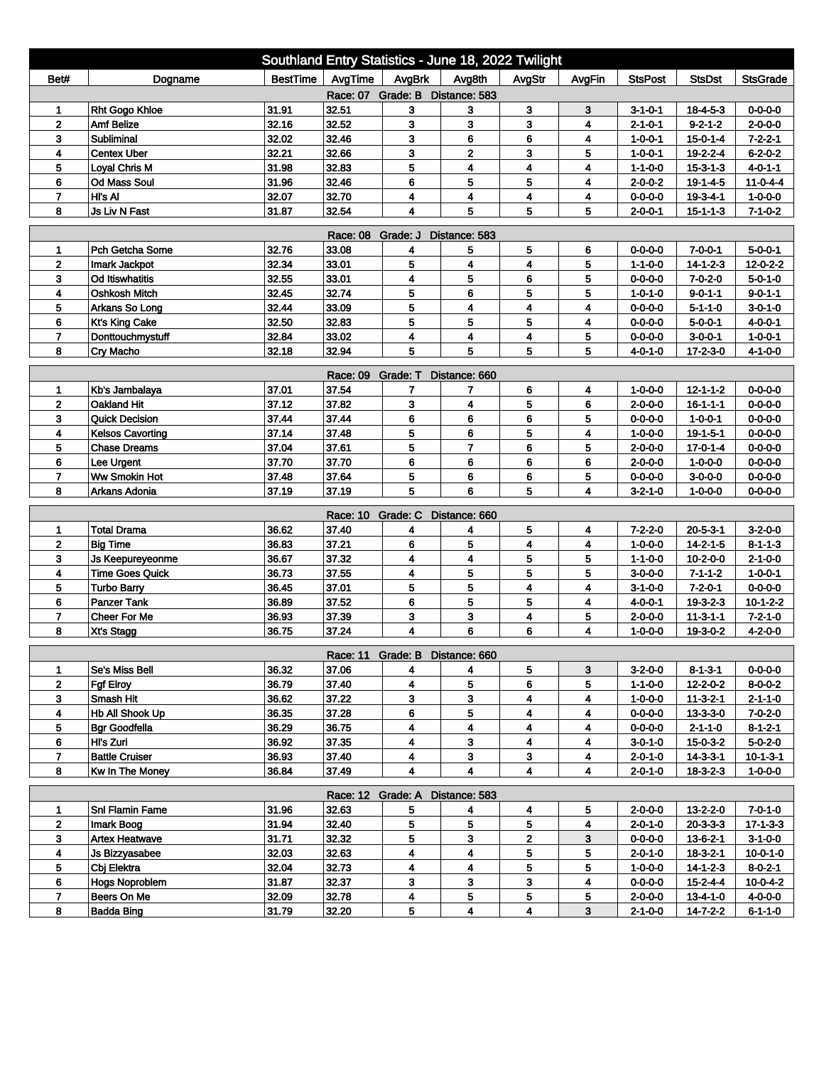# Southland Entry Statistics - June 18, 2022 Twilight

| Bet# | Dogname | BestTime | AvgTime | AvgBrk | Avg8th | AvgStr | AvgFin | StsPost | StsDst | StsGrade |
|---|---|---|---|---|---|---|---|---|---|---|
| Race: 07 Grade: B Distance: 583 | | | | | | | | | | |
| 1 | Rht Gogo Khloe | 31.91 | 32.51 | 3 | 3 | 3 | 3 | 3-1-0-1 | 18-4-5-3 | 0-0-0-0 |
| 2 | Amf Belize | 32.16 | 32.52 | 3 | 3 | 3 | 4 | 2-1-0-1 | 9-2-1-2 | 2-0-0-0 |
| 3 | Subliminal | 32.02 | 32.46 | 3 | 6 | 6 | 4 | 1-0-0-1 | 15-0-1-4 | 7-2-2-1 |
| 4 | Centex Uber | 32.21 | 32.66 | 3 | 2 | 3 | 5 | 1-0-0-1 | 19-2-2-4 | 6-2-0-2 |
| 5 | Loyal Chris M | 31.98 | 32.83 | 5 | 4 | 4 | 4 | 1-1-0-0 | 15-3-1-3 | 4-0-1-1 |
| 6 | Od Mass Soul | 31.96 | 32.46 | 6 | 5 | 5 | 4 | 2-0-0-2 | 19-1-4-5 | 11-0-4-4 |
| 7 | Hl's Al | 32.07 | 32.70 | 4 | 4 | 4 | 4 | 0-0-0-0 | 19-3-4-1 | 1-0-0-0 |
| 8 | Js Liv N Fast | 31.87 | 32.54 | 4 | 5 | 5 | 5 | 2-0-0-1 | 15-1-1-3 | 7-1-0-2 |
| Race: 08 Grade: J Distance: 583 | | | | | | | | | | |
| 1 | Pch Getcha Some | 32.76 | 33.08 | 4 | 5 | 5 | 6 | 0-0-0-0 | 7-0-0-1 | 5-0-0-1 |
| 2 | Imark Jackpot | 32.34 | 33.01 | 5 | 4 | 4 | 5 | 1-1-0-0 | 14-1-2-3 | 12-0-2-2 |
| 3 | Od Itiswhatitis | 32.55 | 33.01 | 4 | 5 | 6 | 5 | 0-0-0-0 | 7-0-2-0 | 5-0-1-0 |
| 4 | Oshkosh Mitch | 32.45 | 32.74 | 5 | 6 | 5 | 5 | 1-0-1-0 | 9-0-1-1 | 9-0-1-1 |
| 5 | Arkans So Long | 32.44 | 33.09 | 5 | 4 | 4 | 4 | 0-0-0-0 | 5-1-1-0 | 3-0-1-0 |
| 6 | Kt's King Cake | 32.50 | 32.83 | 5 | 5 | 5 | 4 | 0-0-0-0 | 5-0-0-1 | 4-0-0-1 |
| 7 | Donttouchmystuff | 32.84 | 33.02 | 4 | 4 | 4 | 5 | 0-0-0-0 | 3-0-0-1 | 1-0-0-1 |
| 8 | Cry Macho | 32.18 | 32.94 | 5 | 5 | 5 | 5 | 4-0-1-0 | 17-2-3-0 | 4-1-0-0 |
| Race: 09 Grade: T Distance: 660 | | | | | | | | | | |
| 1 | Kb's Jambalaya | 37.01 | 37.54 | 7 | 7 | 6 | 4 | 1-0-0-0 | 12-1-1-2 | 0-0-0-0 |
| 2 | Oakland Hit | 37.12 | 37.82 | 3 | 4 | 5 | 6 | 2-0-0-0 | 16-1-1-1 | 0-0-0-0 |
| 3 | Quick Decision | 37.44 | 37.44 | 6 | 6 | 6 | 5 | 0-0-0-0 | 1-0-0-1 | 0-0-0-0 |
| 4 | Kelsos Cavorting | 37.14 | 37.48 | 5 | 6 | 5 | 4 | 1-0-0-0 | 19-1-5-1 | 0-0-0-0 |
| 5 | Chase Dreams | 37.04 | 37.61 | 5 | 7 | 6 | 5 | 2-0-0-0 | 17-0-1-4 | 0-0-0-0 |
| 6 | Lee Urgent | 37.70 | 37.70 | 6 | 6 | 6 | 6 | 2-0-0-0 | 1-0-0-0 | 0-0-0-0 |
| 7 | Ww Smokin Hot | 37.48 | 37.64 | 5 | 6 | 6 | 5 | 0-0-0-0 | 3-0-0-0 | 0-0-0-0 |
| 8 | Arkans Adonia | 37.19 | 37.19 | 5 | 6 | 5 | 4 | 3-2-1-0 | 1-0-0-0 | 0-0-0-0 |
| Race: 10 Grade: C Distance: 660 | | | | | | | | | | |
| 1 | Total Drama | 36.62 | 37.40 | 4 | 4 | 5 | 4 | 7-2-2-0 | 20-5-3-1 | 3-2-0-0 |
| 2 | Big Time | 36.83 | 37.21 | 6 | 5 | 4 | 4 | 1-0-0-0 | 14-2-1-5 | 8-1-1-3 |
| 3 | Js Keepureyeonme | 36.67 | 37.32 | 4 | 4 | 5 | 5 | 1-1-0-0 | 10-2-0-0 | 2-1-0-0 |
| 4 | Time Goes Quick | 36.73 | 37.55 | 4 | 5 | 5 | 5 | 3-0-0-0 | 7-1-1-2 | 1-0-0-1 |
| 5 | Turbo Barry | 36.45 | 37.01 | 5 | 5 | 4 | 4 | 3-1-0-0 | 7-2-0-1 | 0-0-0-0 |
| 6 | Panzer Tank | 36.89 | 37.52 | 6 | 5 | 5 | 4 | 4-0-0-1 | 19-3-2-3 | 10-1-2-2 |
| 7 | Cheer For Me | 36.93 | 37.39 | 3 | 3 | 4 | 5 | 2-0-0-0 | 11-3-1-1 | 7-2-1-0 |
| 8 | Xt's Stagg | 36.75 | 37.24 | 4 | 6 | 6 | 4 | 1-0-0-0 | 19-3-0-2 | 4-2-0-0 |
| Race: 11 Grade: B Distance: 660 | | | | | | | | | | |
| 1 | Se's Miss Bell | 36.32 | 37.06 | 4 | 4 | 5 | 3 | 3-2-0-0 | 8-1-3-1 | 0-0-0-0 |
| 2 | Fgf Elroy | 36.79 | 37.40 | 4 | 5 | 6 | 5 | 1-1-0-0 | 12-2-0-2 | 8-0-0-2 |
| 3 | Smash Hit | 36.62 | 37.22 | 3 | 3 | 4 | 4 | 1-0-0-0 | 11-3-2-1 | 2-1-1-0 |
| 4 | Hb All Shook Up | 36.35 | 37.28 | 6 | 5 | 4 | 4 | 0-0-0-0 | 13-3-3-0 | 7-0-2-0 |
| 5 | Bgr Goodfella | 36.29 | 36.75 | 4 | 4 | 4 | 4 | 0-0-0-0 | 2-1-1-0 | 8-1-2-1 |
| 6 | Hl's Zuri | 36.92 | 37.35 | 4 | 3 | 4 | 4 | 3-0-1-0 | 15-0-3-2 | 5-0-2-0 |
| 7 | Battle Cruiser | 36.93 | 37.40 | 4 | 3 | 3 | 4 | 2-0-1-0 | 14-3-3-1 | 10-1-3-1 |
| 8 | Kw In The Money | 36.84 | 37.49 | 4 | 4 | 4 | 4 | 2-0-1-0 | 18-3-2-3 | 1-0-0-0 |
| Race: 12 Grade: A Distance: 583 | | | | | | | | | | |
| 1 | Snl Flamin Fame | 31.96 | 32.63 | 5 | 4 | 4 | 5 | 2-0-0-0 | 13-2-2-0 | 7-0-1-0 |
| 2 | Imark Boog | 31.94 | 32.40 | 5 | 5 | 5 | 4 | 2-0-1-0 | 20-3-3-3 | 17-1-3-3 |
| 3 | Artex Heatwave | 31.71 | 32.32 | 5 | 3 | 2 | 3 | 0-0-0-0 | 13-6-2-1 | 3-1-0-0 |
| 4 | Js Bizzyasabee | 32.03 | 32.63 | 4 | 4 | 5 | 5 | 2-0-1-0 | 18-3-2-1 | 10-0-1-0 |
| 5 | Cbj Elektra | 32.04 | 32.73 | 4 | 4 | 5 | 5 | 1-0-0-0 | 14-1-2-3 | 8-0-2-1 |
| 6 | Hogs Noproblem | 31.87 | 32.37 | 3 | 3 | 3 | 4 | 0-0-0-0 | 15-2-4-4 | 10-0-4-2 |
| 7 | Beers On Me | 32.09 | 32.78 | 4 | 5 | 5 | 5 | 2-0-0-0 | 13-4-1-0 | 4-0-0-0 |
| 8 | Badda Bing | 31.79 | 32.20 | 5 | 4 | 4 | 3 | 2-1-0-0 | 14-7-2-2 | 6-1-1-0 |